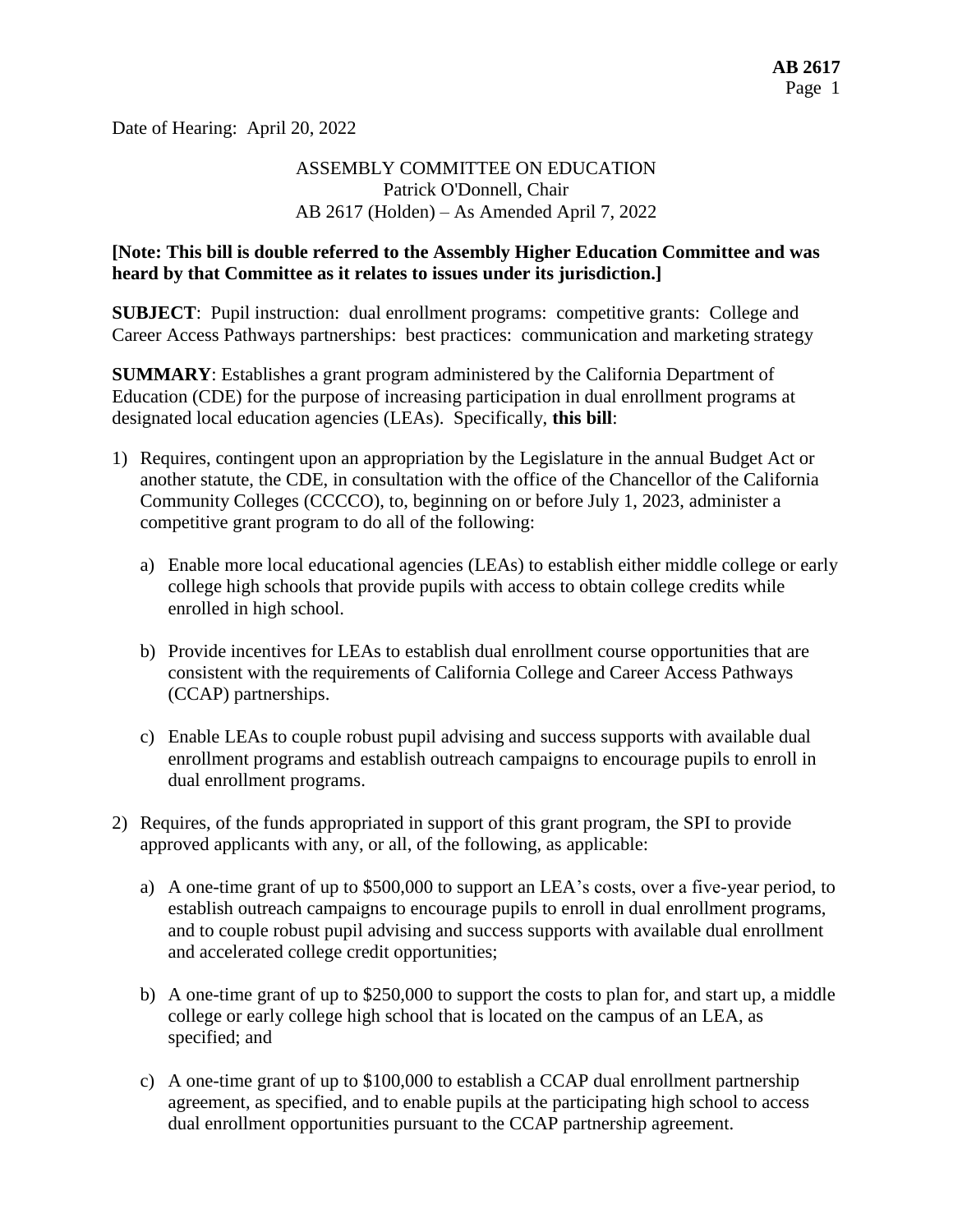Date of Hearing: April 20, 2022

ASSEMBLY COMMITTEE ON EDUCATION
Patrick O'Donnell, Chair
AB 2617 (Holden) – As Amended April 7, 2022

**[Note: This bill is double referred to the Assembly Higher Education Committee and was heard by that Committee as it relates to issues under its jurisdiction.]**

**SUBJECT**: Pupil instruction: dual enrollment programs: competitive grants: College and Career Access Pathways partnerships: best practices: communication and marketing strategy

**SUMMARY**: Establishes a grant program administered by the California Department of Education (CDE) for the purpose of increasing participation in dual enrollment programs at designated local education agencies (LEAs). Specifically, **this bill**:

1) Requires, contingent upon an appropriation by the Legislature in the annual Budget Act or another statute, the CDE, in consultation with the office of the Chancellor of the California Community Colleges (CCCCO), to, beginning on or before July 1, 2023, administer a competitive grant program to do all of the following:

   a) Enable more local educational agencies (LEAs) to establish either middle college or early college high schools that provide pupils with access to obtain college credits while enrolled in high school.

   b) Provide incentives for LEAs to establish dual enrollment course opportunities that are consistent with the requirements of California College and Career Access Pathways (CCAP) partnerships.

   c) Enable LEAs to couple robust pupil advising and success supports with available dual enrollment programs and establish outreach campaigns to encourage pupils to enroll in dual enrollment programs.

2) Requires, of the funds appropriated in support of this grant program, the SPI to provide approved applicants with any, or all, of the following, as applicable:

   a) A one-time grant of up to $500,000 to support an LEA's costs, over a five-year period, to establish outreach campaigns to encourage pupils to enroll in dual enrollment programs, and to couple robust pupil advising and success supports with available dual enrollment and accelerated college credit opportunities;

   b) A one-time grant of up to $250,000 to support the costs to plan for, and start up, a middle college or early college high school that is located on the campus of an LEA, as specified; and

   c) A one-time grant of up to $100,000 to establish a CCAP dual enrollment partnership agreement, as specified, and to enable pupils at the participating high school to access dual enrollment opportunities pursuant to the CCAP partnership agreement.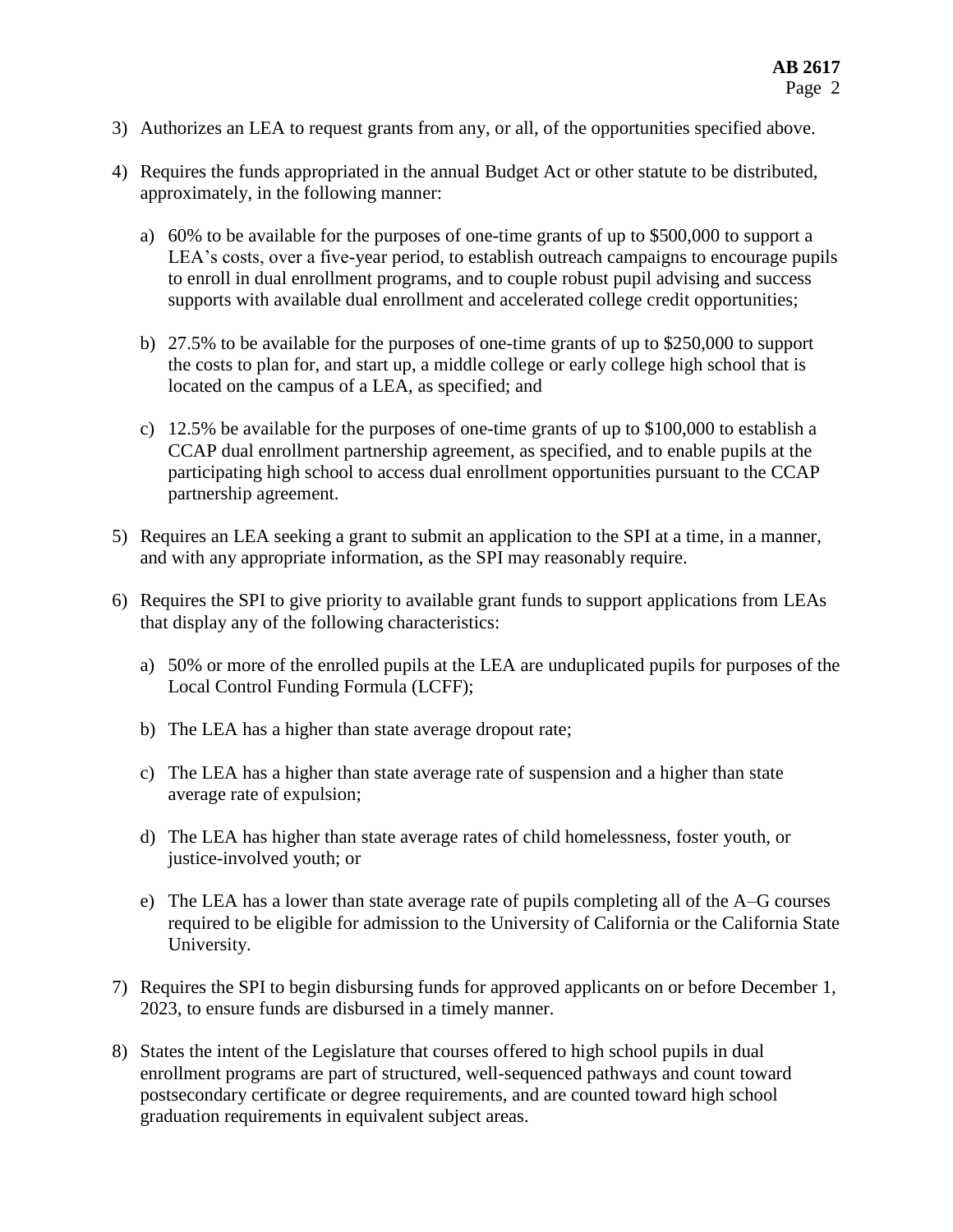3) Authorizes an LEA to request grants from any, or all, of the opportunities specified above.

4) Requires the funds appropriated in the annual Budget Act or other statute to be distributed, approximately, in the following manner:

   a) 60% to be available for the purposes of one-time grants of up to $500,000 to support a LEA's costs, over a five-year period, to establish outreach campaigns to encourage pupils to enroll in dual enrollment programs, and to couple robust pupil advising and success supports with available dual enrollment and accelerated college credit opportunities;

   b) 27.5% to be available for the purposes of one-time grants of up to $250,000 to support the costs to plan for, and start up, a middle college or early college high school that is located on the campus of a LEA, as specified; and

   c) 12.5% be available for the purposes of one-time grants of up to $100,000 to establish a CCAP dual enrollment partnership agreement, as specified, and to enable pupils at the participating high school to access dual enrollment opportunities pursuant to the CCAP partnership agreement.

5) Requires an LEA seeking a grant to submit an application to the SPI at a time, in a manner, and with any appropriate information, as the SPI may reasonably require.

6) Requires the SPI to give priority to available grant funds to support applications from LEAs that display any of the following characteristics:

   a) 50% or more of the enrolled pupils at the LEA are unduplicated pupils for purposes of the Local Control Funding Formula (LCFF);

   b) The LEA has a higher than state average dropout rate;

   c) The LEA has a higher than state average rate of suspension and a higher than state average rate of expulsion;

   d) The LEA has higher than state average rates of child homelessness, foster youth, or justice-involved youth; or

   e) The LEA has a lower than state average rate of pupils completing all of the A–G courses required to be eligible for admission to the University of California or the California State University.

7) Requires the SPI to begin disbursing funds for approved applicants on or before December 1, 2023, to ensure funds are disbursed in a timely manner.

8) States the intent of the Legislature that courses offered to high school pupils in dual enrollment programs are part of structured, well-sequenced pathways and count toward postsecondary certificate or degree requirements, and are counted toward high school graduation requirements in equivalent subject areas.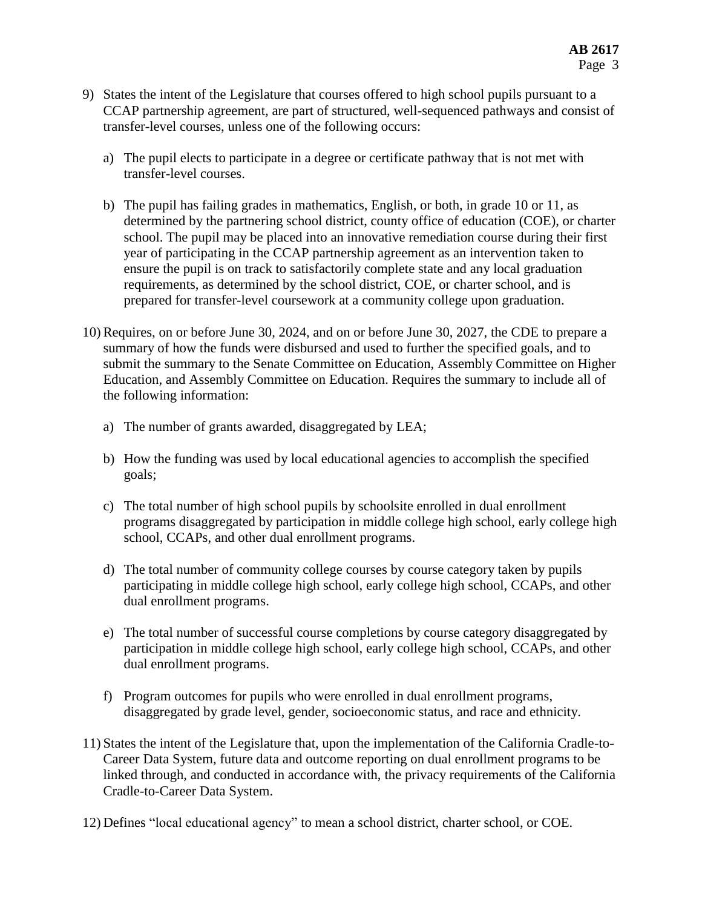9) States the intent of the Legislature that courses offered to high school pupils pursuant to a CCAP partnership agreement, are part of structured, well-sequenced pathways and consist of transfer-level courses, unless one of the following occurs:

   a) The pupil elects to participate in a degree or certificate pathway that is not met with transfer-level courses.

   b) The pupil has failing grades in mathematics, English, or both, in grade 10 or 11, as determined by the partnering school district, county office of education (COE), or charter school. The pupil may be placed into an innovative remediation course during their first year of participating in the CCAP partnership agreement as an intervention taken to ensure the pupil is on track to satisfactorily complete state and any local graduation requirements, as determined by the school district, COE, or charter school, and is prepared for transfer-level coursework at a community college upon graduation.

10) Requires, on or before June 30, 2024, and on or before June 30, 2027, the CDE to prepare a summary of how the funds were disbursed and used to further the specified goals, and to submit the summary to the Senate Committee on Education, Assembly Committee on Higher Education, and Assembly Committee on Education. Requires the summary to include all of the following information:

    a) The number of grants awarded, disaggregated by LEA;

    b) How the funding was used by local educational agencies to accomplish the specified goals;

    c) The total number of high school pupils by schoolsite enrolled in dual enrollment programs disaggregated by participation in middle college high school, early college high school, CCAPs, and other dual enrollment programs.

    d) The total number of community college courses by course category taken by pupils participating in middle college high school, early college high school, CCAPs, and other dual enrollment programs.

    e) The total number of successful course completions by course category disaggregated by participation in middle college high school, early college high school, CCAPs, and other dual enrollment programs.

    f) Program outcomes for pupils who were enrolled in dual enrollment programs, disaggregated by grade level, gender, socioeconomic status, and race and ethnicity.

11) States the intent of the Legislature that, upon the implementation of the California Cradle-to-Career Data System, future data and outcome reporting on dual enrollment programs to be linked through, and conducted in accordance with, the privacy requirements of the California Cradle-to-Career Data System.

12) Defines "local educational agency" to mean a school district, charter school, or COE.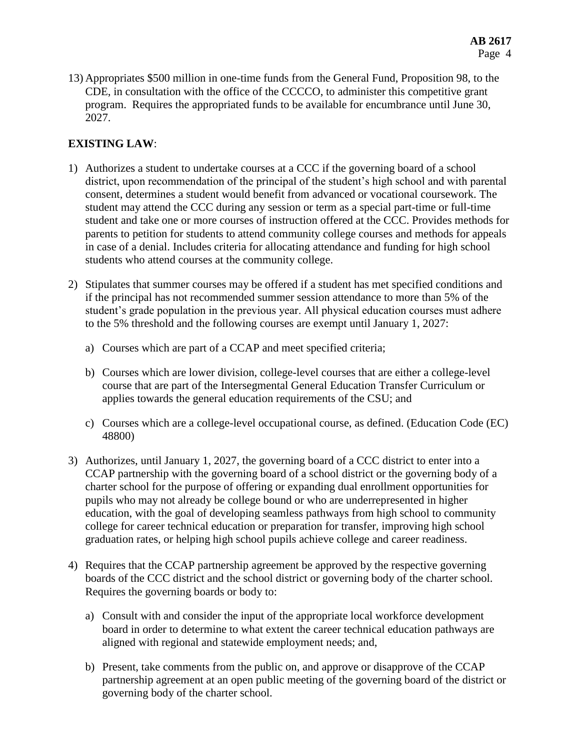13) Appropriates $500 million in one-time funds from the General Fund, Proposition 98, to the CDE, in consultation with the office of the CCCCO, to administer this competitive grant program. Requires the appropriated funds to be available for encumbrance until June 30, 2027.

**EXISTING LAW**:

1) Authorizes a student to undertake courses at a CCC if the governing board of a school district, upon recommendation of the principal of the student's high school and with parental consent, determines a student would benefit from advanced or vocational coursework. The student may attend the CCC during any session or term as a special part-time or full-time student and take one or more courses of instruction offered at the CCC. Provides methods for parents to petition for students to attend community college courses and methods for appeals in case of a denial. Includes criteria for allocating attendance and funding for high school students who attend courses at the community college.

2) Stipulates that summer courses may be offered if a student has met specified conditions and if the principal has not recommended summer session attendance to more than 5% of the student's grade population in the previous year. All physical education courses must adhere to the 5% threshold and the following courses are exempt until January 1, 2027:

   a) Courses which are part of a CCAP and meet specified criteria;

   b) Courses which are lower division, college-level courses that are either a college-level course that are part of the Intersegmental General Education Transfer Curriculum or applies towards the general education requirements of the CSU; and

   c) Courses which are a college-level occupational course, as defined. (Education Code (EC) 48800)

3) Authorizes, until January 1, 2027, the governing board of a CCC district to enter into a CCAP partnership with the governing board of a school district or the governing body of a charter school for the purpose of offering or expanding dual enrollment opportunities for pupils who may not already be college bound or who are underrepresented in higher education, with the goal of developing seamless pathways from high school to community college for career technical education or preparation for transfer, improving high school graduation rates, or helping high school pupils achieve college and career readiness.

4) Requires that the CCAP partnership agreement be approved by the respective governing boards of the CCC district and the school district or governing body of the charter school. Requires the governing boards or body to:

   a) Consult with and consider the input of the appropriate local workforce development board in order to determine to what extent the career technical education pathways are aligned with regional and statewide employment needs; and,

   b) Present, take comments from the public on, and approve or disapprove of the CCAP partnership agreement at an open public meeting of the governing board of the district or governing body of the charter school.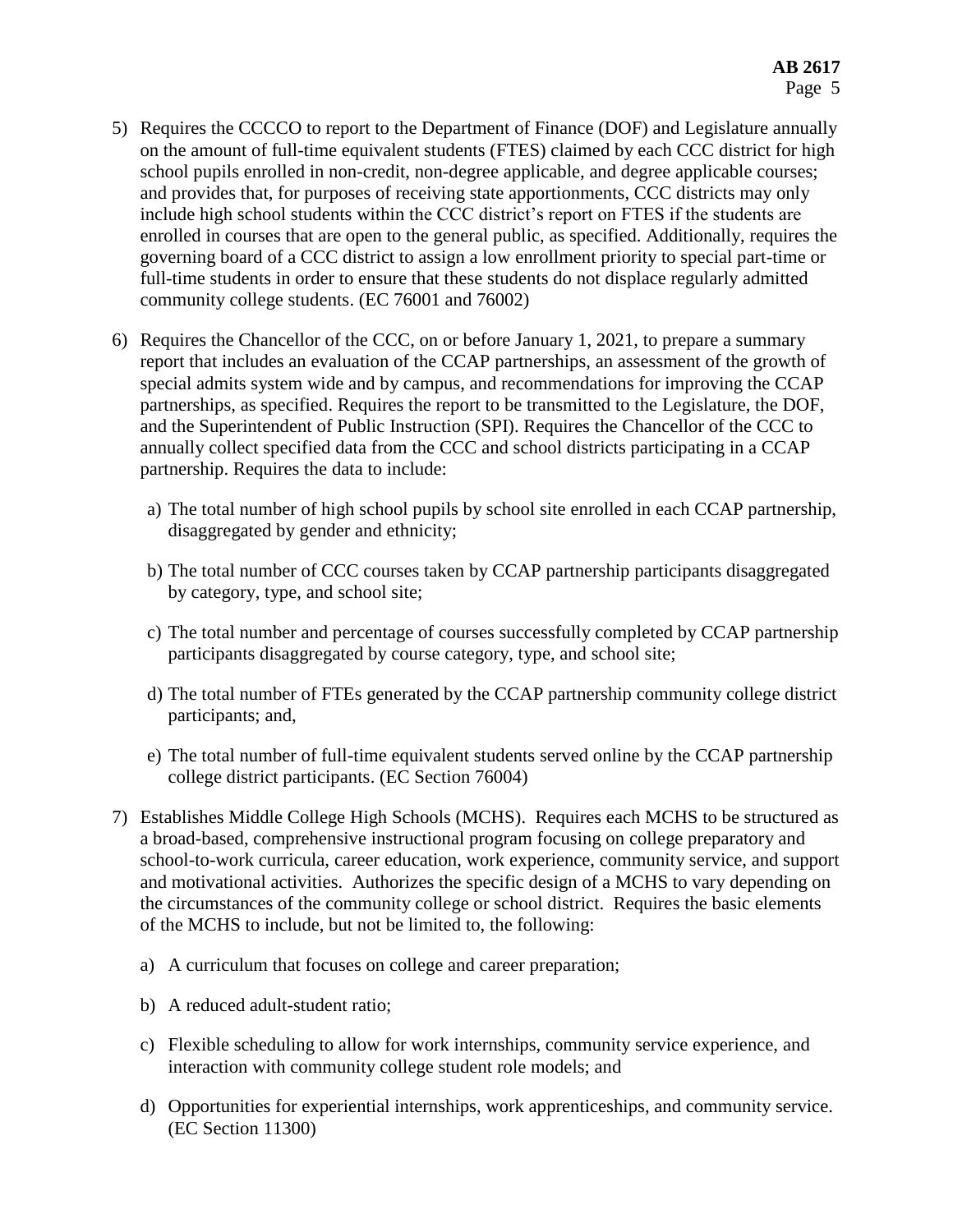5) Requires the CCCCO to report to the Department of Finance (DOF) and Legislature annually on the amount of full-time equivalent students (FTES) claimed by each CCC district for high school pupils enrolled in non-credit, non-degree applicable, and degree applicable courses; and provides that, for purposes of receiving state apportionments, CCC districts may only include high school students within the CCC district's report on FTES if the students are enrolled in courses that are open to the general public, as specified. Additionally, requires the governing board of a CCC district to assign a low enrollment priority to special part-time or full-time students in order to ensure that these students do not displace regularly admitted community college students. (EC 76001 and 76002)

6) Requires the Chancellor of the CCC, on or before January 1, 2021, to prepare a summary report that includes an evaluation of the CCAP partnerships, an assessment of the growth of special admits system wide and by campus, and recommendations for improving the CCAP partnerships, as specified. Requires the report to be transmitted to the Legislature, the DOF, and the Superintendent of Public Instruction (SPI). Requires the Chancellor of the CCC to annually collect specified data from the CCC and school districts participating in a CCAP partnership. Requires the data to include:

   a) The total number of high school pupils by school site enrolled in each CCAP partnership, disaggregated by gender and ethnicity;

   b) The total number of CCC courses taken by CCAP partnership participants disaggregated by category, type, and school site;

   c) The total number and percentage of courses successfully completed by CCAP partnership participants disaggregated by course category, type, and school site;

   d) The total number of FTEs generated by the CCAP partnership community college district participants; and,

   e) The total number of full-time equivalent students served online by the CCAP partnership college district participants. (EC Section 76004)

7) Establishes Middle College High Schools (MCHS). Requires each MCHS to be structured as a broad-based, comprehensive instructional program focusing on college preparatory and school-to-work curricula, career education, work experience, community service, and support and motivational activities. Authorizes the specific design of a MCHS to vary depending on the circumstances of the community college or school district. Requires the basic elements of the MCHS to include, but not be limited to, the following:

   a) A curriculum that focuses on college and career preparation;

   b) A reduced adult-student ratio;

   c) Flexible scheduling to allow for work internships, community service experience, and interaction with community college student role models; and

   d) Opportunities for experiential internships, work apprenticeships, and community service. (EC Section 11300)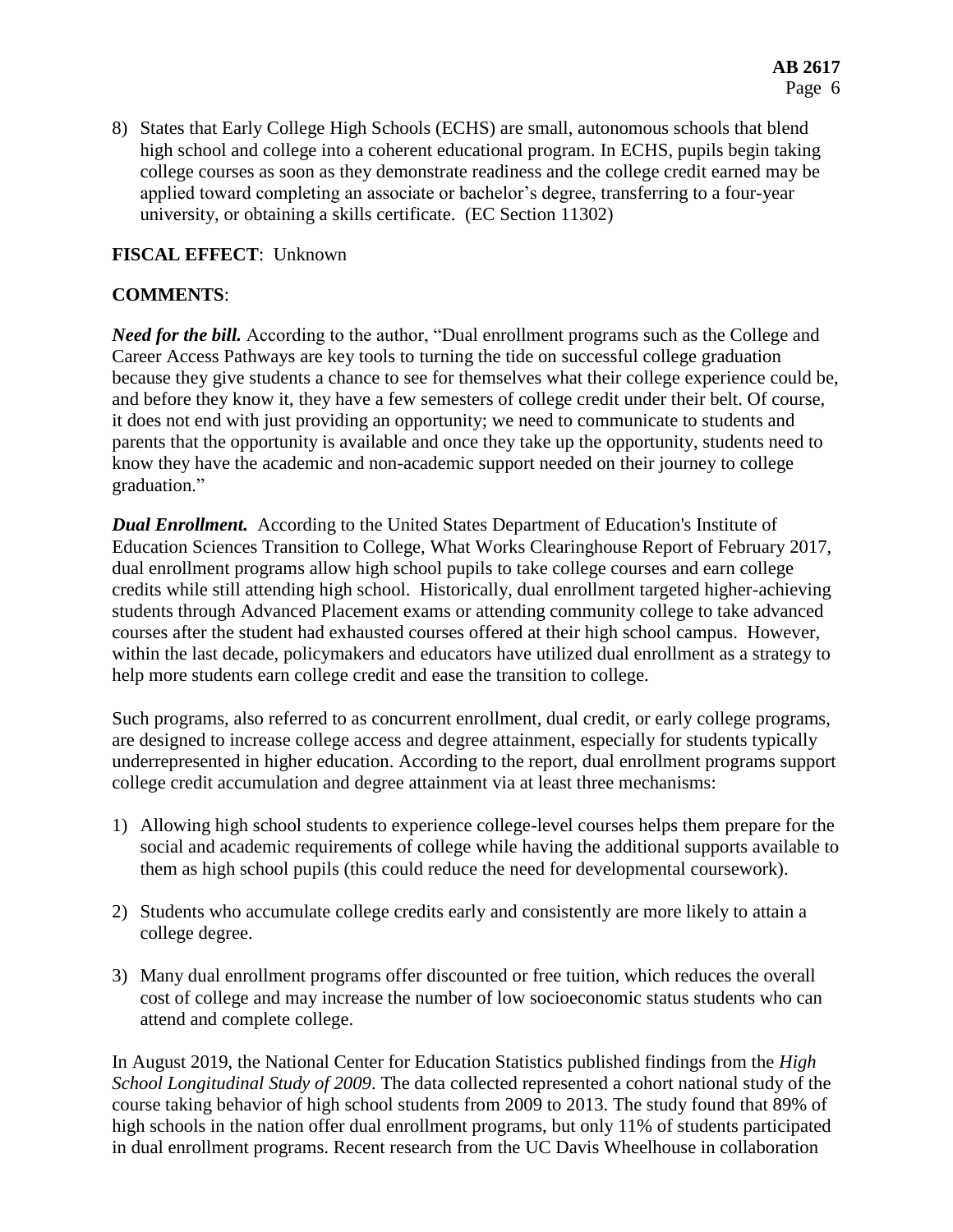8) States that Early College High Schools (ECHS) are small, autonomous schools that blend high school and college into a coherent educational program. In ECHS, pupils begin taking college courses as soon as they demonstrate readiness and the college credit earned may be applied toward completing an associate or bachelor's degree, transferring to a four-year university, or obtaining a skills certificate. (EC Section 11302)

**FISCAL EFFECT**: Unknown

**COMMENTS**:

***Need for the bill.*** According to the author, "Dual enrollment programs such as the College and Career Access Pathways are key tools to turning the tide on successful college graduation because they give students a chance to see for themselves what their college experience could be, and before they know it, they have a few semesters of college credit under their belt. Of course, it does not end with just providing an opportunity; we need to communicate to students and parents that the opportunity is available and once they take up the opportunity, students need to know they have the academic and non-academic support needed on their journey to college graduation."

***Dual Enrollment.*** According to the United States Department of Education's Institute of Education Sciences Transition to College, What Works Clearinghouse Report of February 2017, dual enrollment programs allow high school pupils to take college courses and earn college credits while still attending high school. Historically, dual enrollment targeted higher-achieving students through Advanced Placement exams or attending community college to take advanced courses after the student had exhausted courses offered at their high school campus. However, within the last decade, policymakers and educators have utilized dual enrollment as a strategy to help more students earn college credit and ease the transition to college.

Such programs, also referred to as concurrent enrollment, dual credit, or early college programs, are designed to increase college access and degree attainment, especially for students typically underrepresented in higher education. According to the report, dual enrollment programs support college credit accumulation and degree attainment via at least three mechanisms:

1) Allowing high school students to experience college-level courses helps them prepare for the social and academic requirements of college while having the additional supports available to them as high school pupils (this could reduce the need for developmental coursework).

2) Students who accumulate college credits early and consistently are more likely to attain a college degree.

3) Many dual enrollment programs offer discounted or free tuition, which reduces the overall cost of college and may increase the number of low socioeconomic status students who can attend and complete college.

In August 2019, the National Center for Education Statistics published findings from the *High School Longitudinal Study of 2009*. The data collected represented a cohort national study of the course taking behavior of high school students from 2009 to 2013. The study found that 89% of high schools in the nation offer dual enrollment programs, but only 11% of students participated in dual enrollment programs. Recent research from the UC Davis Wheelhouse in collaboration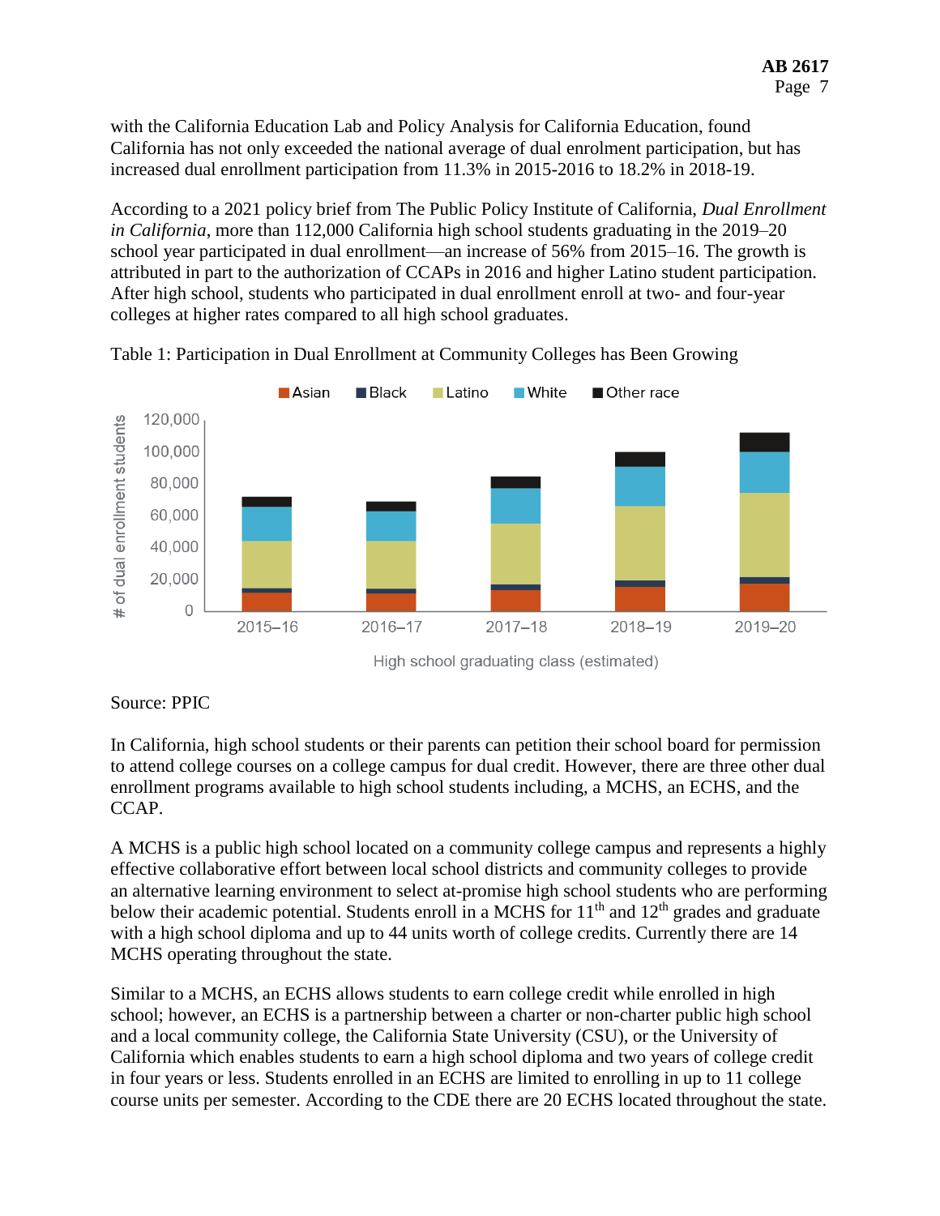with the California Education Lab and Policy Analysis for California Education, found California has not only exceeded the national average of dual enrolment participation, but has increased dual enrollment participation from 11.3% in 2015-2016 to 18.2% in 2018-19.

According to a 2021 policy brief from The Public Policy Institute of California, *Dual Enrollment in California*, more than 112,000 California high school students graduating in the 2019–20 school year participated in dual enrollment—an increase of 56% from 2015–16. The growth is attributed in part to the authorization of CCAPs in 2016 and higher Latino student participation. After high school, students who participated in dual enrollment enroll at two- and four-year colleges at higher rates compared to all high school graduates.

Table 1: Participation in Dual Enrollment at Community Colleges has Been Growing

Source: PPIC

In California, high school students or their parents can petition their school board for permission to attend college courses on a college campus for dual credit. However, there are three other dual enrollment programs available to high school students including, a MCHS, an ECHS, and the CCAP.

A MCHS is a public high school located on a community college campus and represents a highly effective collaborative effort between local school districts and community colleges to provide an alternative learning environment to select at-promise high school students who are performing below their academic potential. Students enroll in a MCHS for 11th and 12th grades and graduate with a high school diploma and up to 44 units worth of college credits. Currently there are 14 MCHS operating throughout the state.

Similar to a MCHS, an ECHS allows students to earn college credit while enrolled in high school; however, an ECHS is a partnership between a charter or non-charter public high school and a local community college, the California State University (CSU), or the University of California which enables students to earn a high school diploma and two years of college credit in four years or less. Students enrolled in an ECHS are limited to enrolling in up to 11 college course units per semester. According to the CDE there are 20 ECHS located throughout the state.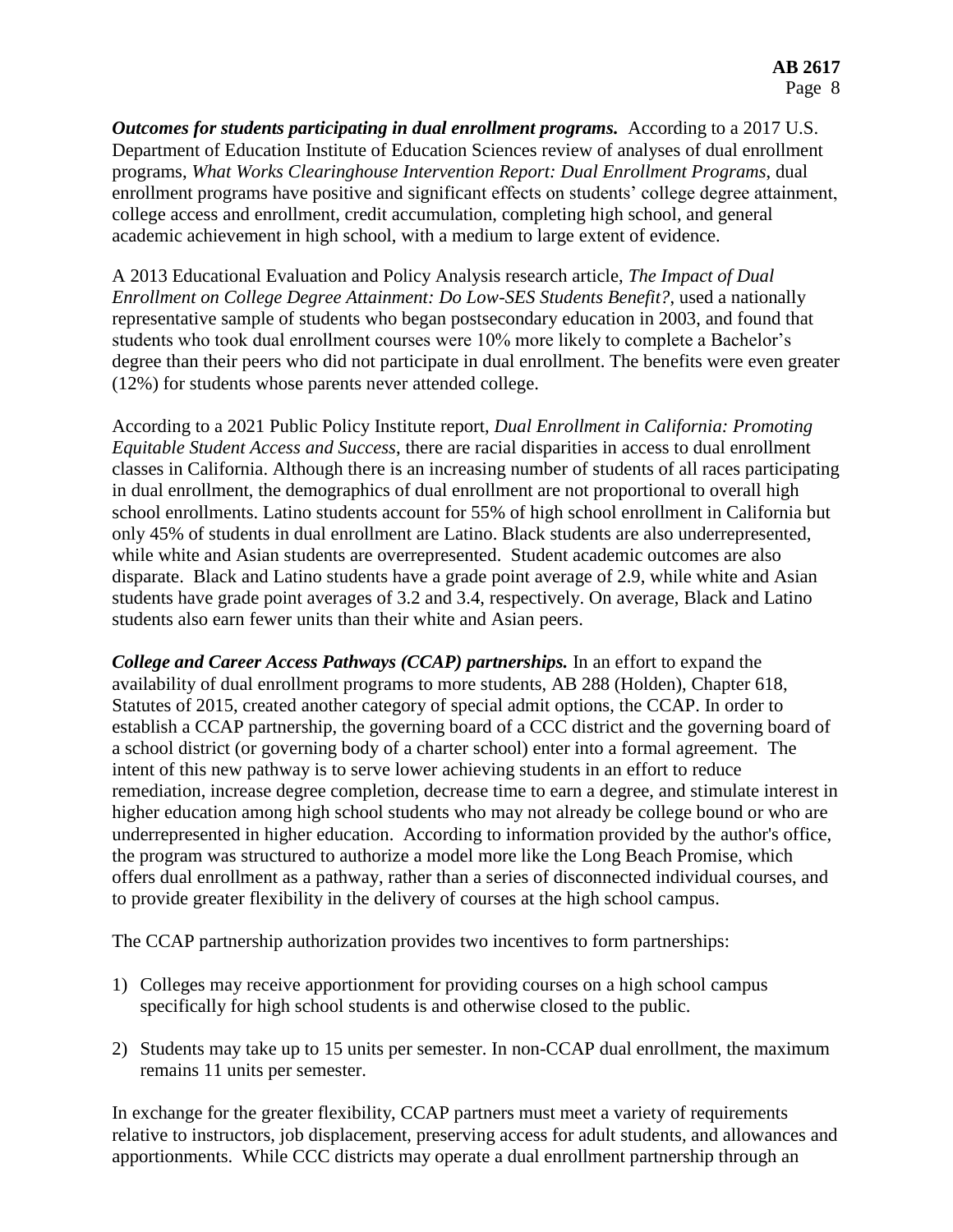***Outcomes for students participating in dual enrollment programs.*** According to a 2017 U.S. Department of Education Institute of Education Sciences review of analyses of dual enrollment programs, *What Works Clearinghouse Intervention Report: Dual Enrollment Programs*, dual enrollment programs have positive and significant effects on students' college degree attainment, college access and enrollment, credit accumulation, completing high school, and general academic achievement in high school, with a medium to large extent of evidence.

A 2013 Educational Evaluation and Policy Analysis research article, *The Impact of Dual Enrollment on College Degree Attainment: Do Low-SES Students Benefit?*, used a nationally representative sample of students who began postsecondary education in 2003, and found that students who took dual enrollment courses were 10% more likely to complete a Bachelor's degree than their peers who did not participate in dual enrollment. The benefits were even greater (12%) for students whose parents never attended college.

According to a 2021 Public Policy Institute report, *Dual Enrollment in California: Promoting Equitable Student Access and Success*, there are racial disparities in access to dual enrollment classes in California. Although there is an increasing number of students of all races participating in dual enrollment, the demographics of dual enrollment are not proportional to overall high school enrollments. Latino students account for 55% of high school enrollment in California but only 45% of students in dual enrollment are Latino. Black students are also underrepresented, while white and Asian students are overrepresented. Student academic outcomes are also disparate. Black and Latino students have a grade point average of 2.9, while white and Asian students have grade point averages of 3.2 and 3.4, respectively. On average, Black and Latino students also earn fewer units than their white and Asian peers.

***College and Career Access Pathways (CCAP) partnerships.*** In an effort to expand the availability of dual enrollment programs to more students, AB 288 (Holden), Chapter 618, Statutes of 2015, created another category of special admit options, the CCAP. In order to establish a CCAP partnership, the governing board of a CCC district and the governing board of a school district (or governing body of a charter school) enter into a formal agreement. The intent of this new pathway is to serve lower achieving students in an effort to reduce remediation, increase degree completion, decrease time to earn a degree, and stimulate interest in higher education among high school students who may not already be college bound or who are underrepresented in higher education. According to information provided by the author's office, the program was structured to authorize a model more like the Long Beach Promise, which offers dual enrollment as a pathway, rather than a series of disconnected individual courses, and to provide greater flexibility in the delivery of courses at the high school campus.

The CCAP partnership authorization provides two incentives to form partnerships:

1) Colleges may receive apportionment for providing courses on a high school campus specifically for high school students is and otherwise closed to the public.

2) Students may take up to 15 units per semester. In non-CCAP dual enrollment, the maximum remains 11 units per semester.

In exchange for the greater flexibility, CCAP partners must meet a variety of requirements relative to instructors, job displacement, preserving access for adult students, and allowances and apportionments. While CCC districts may operate a dual enrollment partnership through an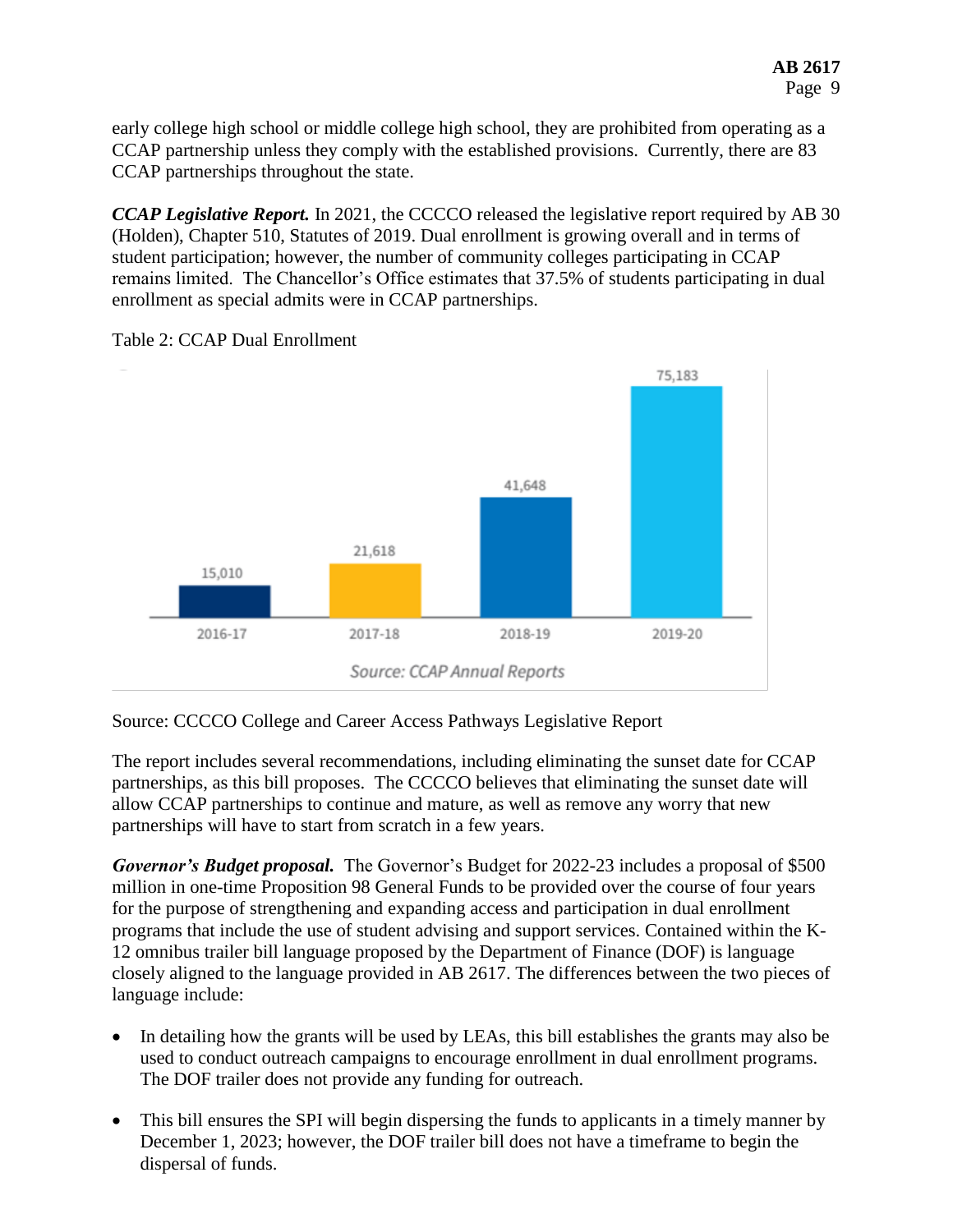early college high school or middle college high school, they are prohibited from operating as a CCAP partnership unless they comply with the established provisions. Currently, there are 83 CCAP partnerships throughout the state.

***CCAP Legislative Report.*** In 2021, the CCCCO released the legislative report required by AB 30 (Holden), Chapter 510, Statutes of 2019. Dual enrollment is growing overall and in terms of student participation; however, the number of community colleges participating in CCAP remains limited. The Chancellor's Office estimates that 37.5% of students participating in dual enrollment as special admits were in CCAP partnerships.

Table 2: CCAP Dual Enrollment

| 2016-17 | 2017-18 | 2018-19 | 2019-20 |
|---|---|---|---|
| 15,010 | 21,618 | 41,648 | 75,183 |

*Source: CCAP Annual Reports*

Source: CCCCO College and Career Access Pathways Legislative Report

The report includes several recommendations, including eliminating the sunset date for CCAP partnerships, as this bill proposes. The CCCCO believes that eliminating the sunset date will allow CCAP partnerships to continue and mature, as well as remove any worry that new partnerships will have to start from scratch in a few years.

***Governor's Budget proposal.*** The Governor's Budget for 2022-23 includes a proposal of $500 million in one-time Proposition 98 General Funds to be provided over the course of four years for the purpose of strengthening and expanding access and participation in dual enrollment programs that include the use of student advising and support services. Contained within the K-12 omnibus trailer bill language proposed by the Department of Finance (DOF) is language closely aligned to the language provided in AB 2617. The differences between the two pieces of language include:

- In detailing how the grants will be used by LEAs, this bill establishes the grants may also be used to conduct outreach campaigns to encourage enrollment in dual enrollment programs. The DOF trailer does not provide any funding for outreach.
- This bill ensures the SPI will begin dispersing the funds to applicants in a timely manner by December 1, 2023; however, the DOF trailer bill does not have a timeframe to begin the dispersal of funds.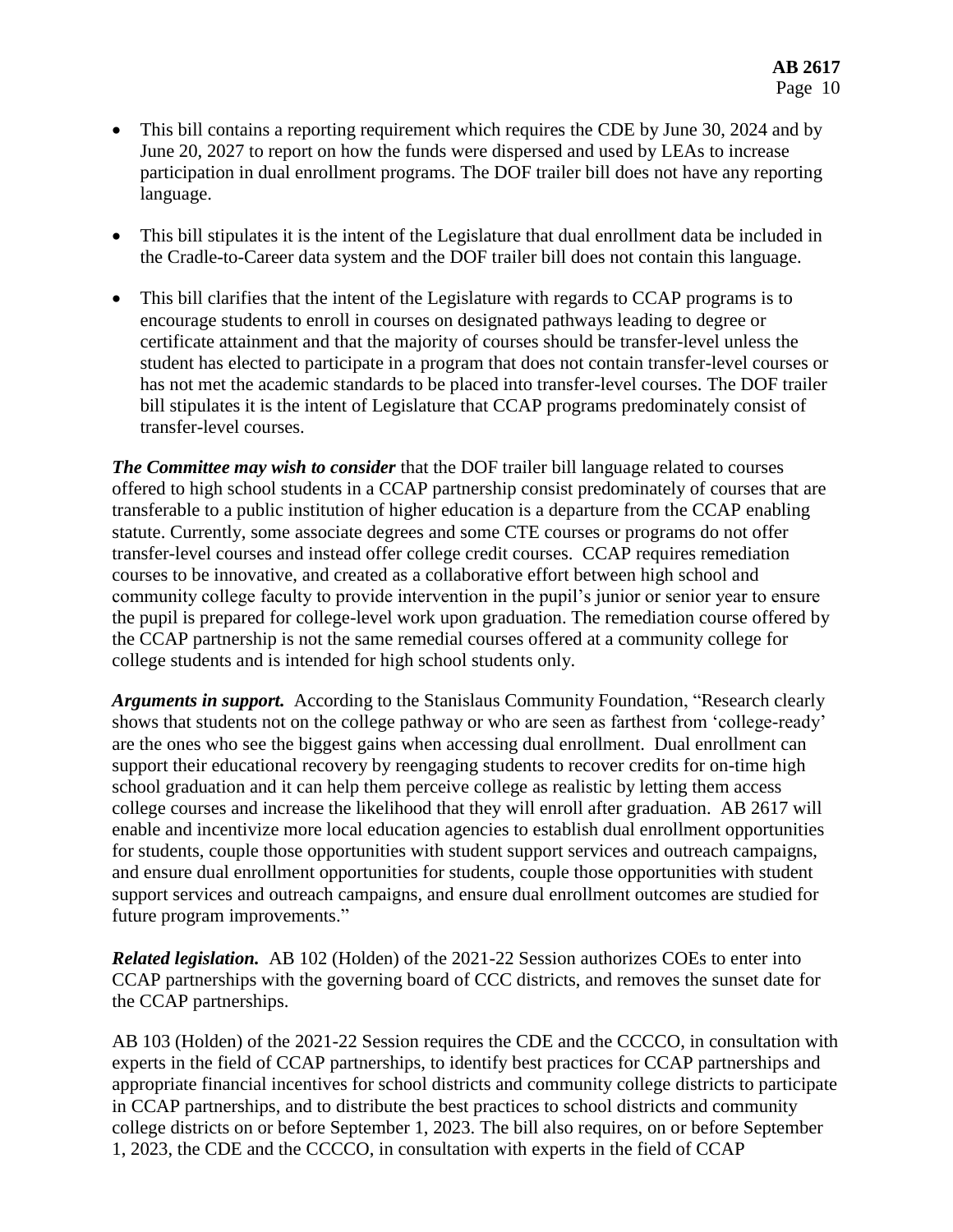- This bill contains a reporting requirement which requires the CDE by June 30, 2024 and by June 20, 2027 to report on how the funds were dispersed and used by LEAs to increase participation in dual enrollment programs. The DOF trailer bill does not have any reporting language.

- This bill stipulates it is the intent of the Legislature that dual enrollment data be included in the Cradle-to-Career data system and the DOF trailer bill does not contain this language.

- This bill clarifies that the intent of the Legislature with regards to CCAP programs is to encourage students to enroll in courses on designated pathways leading to degree or certificate attainment and that the majority of courses should be transfer-level unless the student has elected to participate in a program that does not contain transfer-level courses or has not met the academic standards to be placed into transfer-level courses. The DOF trailer bill stipulates it is the intent of Legislature that CCAP programs predominately consist of transfer-level courses.

***The Committee may wish to consider*** that the DOF trailer bill language related to courses offered to high school students in a CCAP partnership consist predominately of courses that are transferable to a public institution of higher education is a departure from the CCAP enabling statute. Currently, some associate degrees and some CTE courses or programs do not offer transfer-level courses and instead offer college credit courses. CCAP requires remediation courses to be innovative, and created as a collaborative effort between high school and community college faculty to provide intervention in the pupil's junior or senior year to ensure the pupil is prepared for college-level work upon graduation. The remediation course offered by the CCAP partnership is not the same remedial courses offered at a community college for college students and is intended for high school students only.

***Arguments in support.*** According to the Stanislaus Community Foundation, "Research clearly shows that students not on the college pathway or who are seen as farthest from 'college-ready' are the ones who see the biggest gains when accessing dual enrollment. Dual enrollment can support their educational recovery by reengaging students to recover credits for on-time high school graduation and it can help them perceive college as realistic by letting them access college courses and increase the likelihood that they will enroll after graduation. AB 2617 will enable and incentivize more local education agencies to establish dual enrollment opportunities for students, couple those opportunities with student support services and outreach campaigns, and ensure dual enrollment opportunities for students, couple those opportunities with student support services and outreach campaigns, and ensure dual enrollment outcomes are studied for future program improvements."

***Related legislation.*** AB 102 (Holden) of the 2021-22 Session authorizes COEs to enter into CCAP partnerships with the governing board of CCC districts, and removes the sunset date for the CCAP partnerships.

AB 103 (Holden) of the 2021-22 Session requires the CDE and the CCCCO, in consultation with experts in the field of CCAP partnerships, to identify best practices for CCAP partnerships and appropriate financial incentives for school districts and community college districts to participate in CCAP partnerships, and to distribute the best practices to school districts and community college districts on or before September 1, 2023. The bill also requires, on or before September 1, 2023, the CDE and the CCCCO, in consultation with experts in the field of CCAP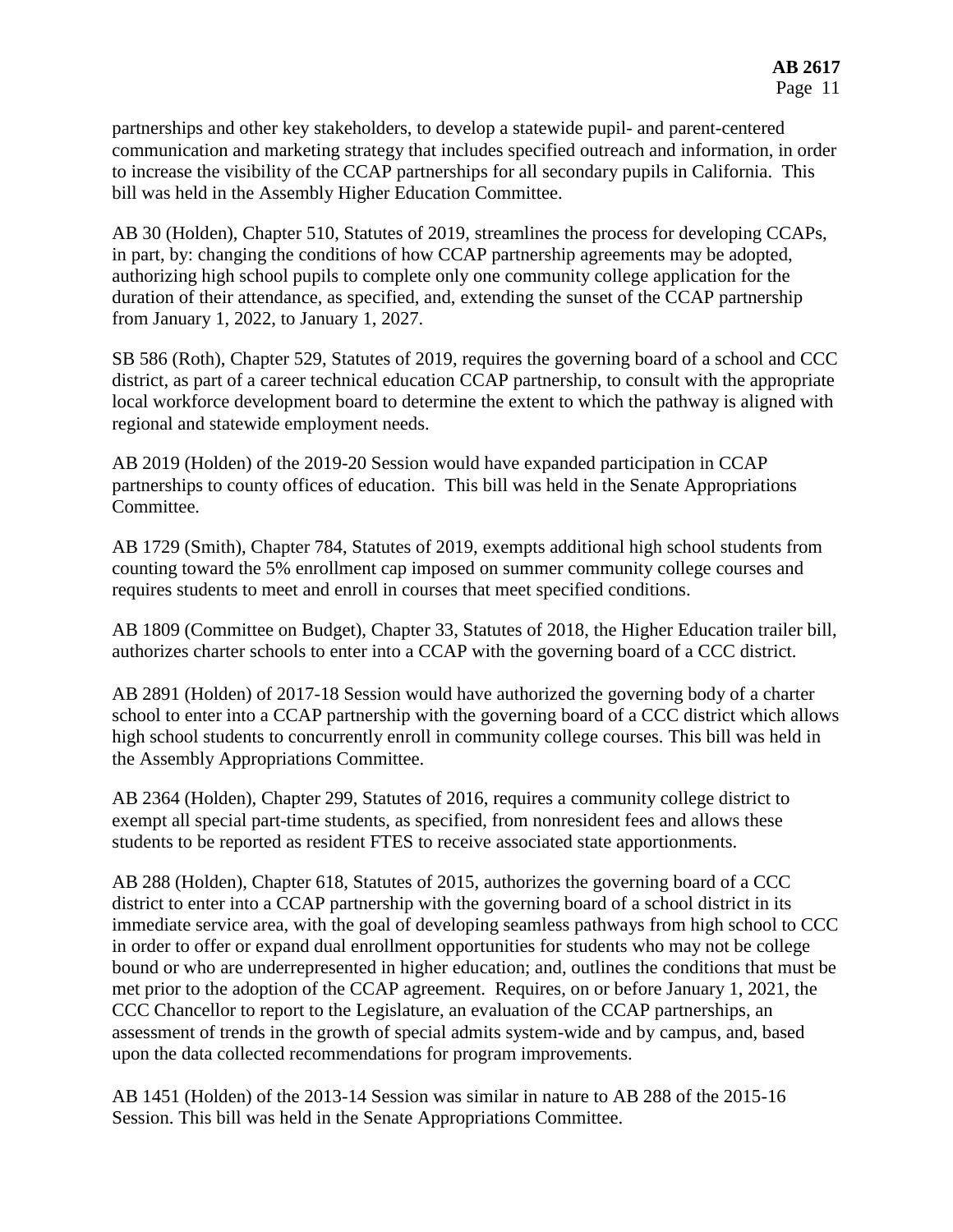partnerships and other key stakeholders, to develop a statewide pupil- and parent-centered communication and marketing strategy that includes specified outreach and information, in order to increase the visibility of the CCAP partnerships for all secondary pupils in California. This bill was held in the Assembly Higher Education Committee.

AB 30 (Holden), Chapter 510, Statutes of 2019, streamlines the process for developing CCAPs, in part, by: changing the conditions of how CCAP partnership agreements may be adopted, authorizing high school pupils to complete only one community college application for the duration of their attendance, as specified, and, extending the sunset of the CCAP partnership from January 1, 2022, to January 1, 2027.

SB 586 (Roth), Chapter 529, Statutes of 2019, requires the governing board of a school and CCC district, as part of a career technical education CCAP partnership, to consult with the appropriate local workforce development board to determine the extent to which the pathway is aligned with regional and statewide employment needs.

AB 2019 (Holden) of the 2019-20 Session would have expanded participation in CCAP partnerships to county offices of education. This bill was held in the Senate Appropriations Committee.

AB 1729 (Smith), Chapter 784, Statutes of 2019, exempts additional high school students from counting toward the 5% enrollment cap imposed on summer community college courses and requires students to meet and enroll in courses that meet specified conditions.

AB 1809 (Committee on Budget), Chapter 33, Statutes of 2018, the Higher Education trailer bill, authorizes charter schools to enter into a CCAP with the governing board of a CCC district.

AB 2891 (Holden) of 2017-18 Session would have authorized the governing body of a charter school to enter into a CCAP partnership with the governing board of a CCC district which allows high school students to concurrently enroll in community college courses. This bill was held in the Assembly Appropriations Committee.

AB 2364 (Holden), Chapter 299, Statutes of 2016, requires a community college district to exempt all special part-time students, as specified, from nonresident fees and allows these students to be reported as resident FTES to receive associated state apportionments.

AB 288 (Holden), Chapter 618, Statutes of 2015, authorizes the governing board of a CCC district to enter into a CCAP partnership with the governing board of a school district in its immediate service area, with the goal of developing seamless pathways from high school to CCC in order to offer or expand dual enrollment opportunities for students who may not be college bound or who are underrepresented in higher education; and, outlines the conditions that must be met prior to the adoption of the CCAP agreement. Requires, on or before January 1, 2021, the CCC Chancellor to report to the Legislature, an evaluation of the CCAP partnerships, an assessment of trends in the growth of special admits system-wide and by campus, and, based upon the data collected recommendations for program improvements.

AB 1451 (Holden) of the 2013-14 Session was similar in nature to AB 288 of the 2015-16 Session. This bill was held in the Senate Appropriations Committee.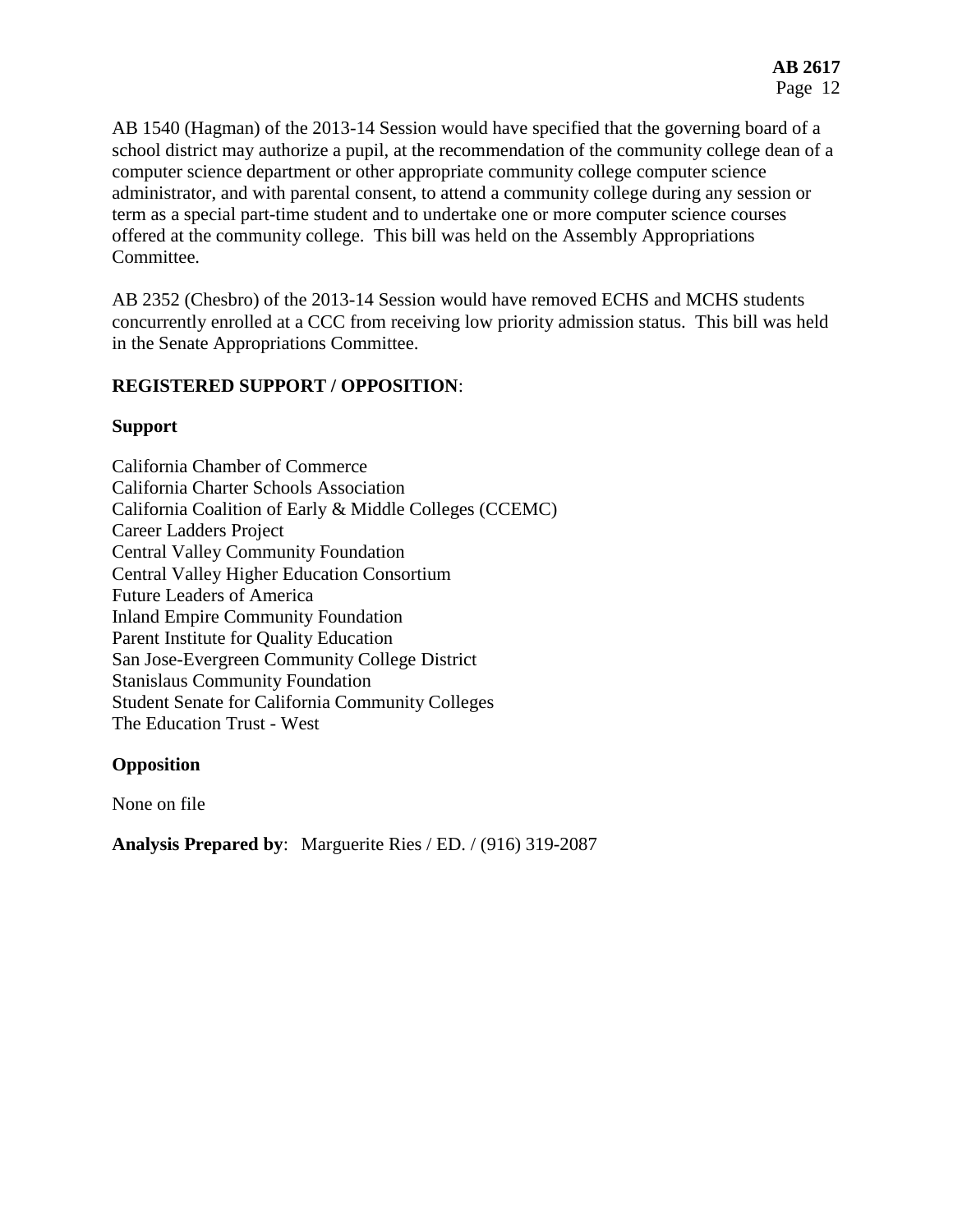AB 1540 (Hagman) of the 2013-14 Session would have specified that the governing board of a school district may authorize a pupil, at the recommendation of the community college dean of a computer science department or other appropriate community college computer science administrator, and with parental consent, to attend a community college during any session or term as a special part-time student and to undertake one or more computer science courses offered at the community college. This bill was held on the Assembly Appropriations Committee.

AB 2352 (Chesbro) of the 2013-14 Session would have removed ECHS and MCHS students concurrently enrolled at a CCC from receiving low priority admission status. This bill was held in the Senate Appropriations Committee.

**REGISTERED SUPPORT / OPPOSITION**:

**Support**

California Chamber of Commerce
California Charter Schools Association
California Coalition of Early & Middle Colleges (CCEMC)
Career Ladders Project
Central Valley Community Foundation
Central Valley Higher Education Consortium
Future Leaders of America
Inland Empire Community Foundation
Parent Institute for Quality Education
San Jose-Evergreen Community College District
Stanislaus Community Foundation
Student Senate for California Community Colleges
The Education Trust - West

**Opposition**

None on file

**Analysis Prepared by**: Marguerite Ries / ED. / (916) 319-2087